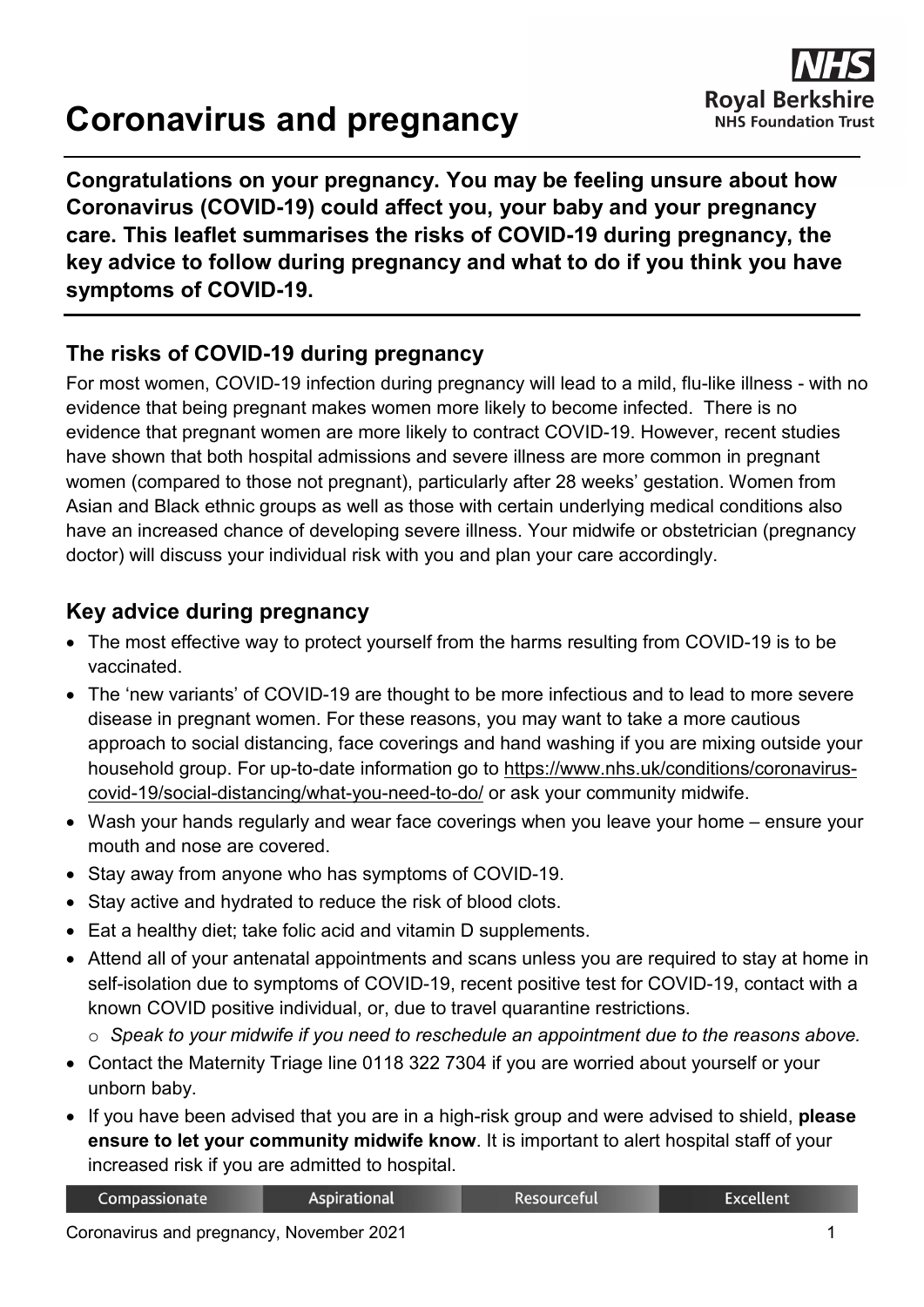# Coronavirus and pregnancy

**Congratulations on your pregnancy. You may be feeling unsure about how Coronavirus (COVID-19) could affect you, your baby and your pregnancy care. This leaflet summarises the risks of COVID-19 during pregnancy, the key advice to follow during pregnancy and what to do if you think you have symptoms of COVID-19.**

## The risks of COVID-19 during pregnancy

For most women, COVID-19 infection during pregnancy will lead to a mild, flu-like illness - with no evidence that being pregnant makes women more likely to become infected. There is no evidence that pregnant women are more likely to contract COVID-19. However, recent studies have shown that both hospital admissions and severe illness are more common in pregnant women (compared to those not pregnant), particularly after 28 weeks' gestation. Women from Asian and Black ethnic groups as well as those with certain underlying medical conditions also have an increased chance of developing severe illness. Your midwife or obstetrician (pregnancy doctor) will discuss your individual risk with you and plan your care accordingly.

## Key advice during pregnancy

- The most effective way to protect yourself from the harms resulting from COVID-19 is to be vaccinated.
- The 'new variants' of COVID-19 are thought to be more infectious and to lead to more severe disease in pregnant women. For these reasons, you may want to take a more cautious approach to social distancing, face coverings and hand washing if you are mixing outside your household group. For up-to-date information go to https://www.nhs.uk/conditions/coronavirus-covid-19/social-distancing/what-you-need-to-do/ or ask your community midwife.
- Wash your hands regularly and wear face coverings when you leave your home – ensure your mouth and nose are covered.
- Stay away from anyone who has symptoms of COVID-19.
- Stay active and hydrated to reduce the risk of blood clots.
- Eat a healthy diet; take folic acid and vitamin D supplements.
- Attend all of your antenatal appointments and scans unless you are required to stay at home in self-isolation due to symptoms of COVID-19, recent positive test for COVID-19, contact with a known COVID positive individual, or, due to travel quarantine restrictions.
  - *Speak to your midwife if you need to reschedule an appointment due to the reasons above.*
- Contact the Maternity Triage line 0118 322 7304 if you are worried about yourself or your unborn baby.
- If you have been advised that you are in a high-risk group and were advised to shield, **please ensure to let your community midwife know**. It is important to alert hospital staff of your increased risk if you are admitted to hospital.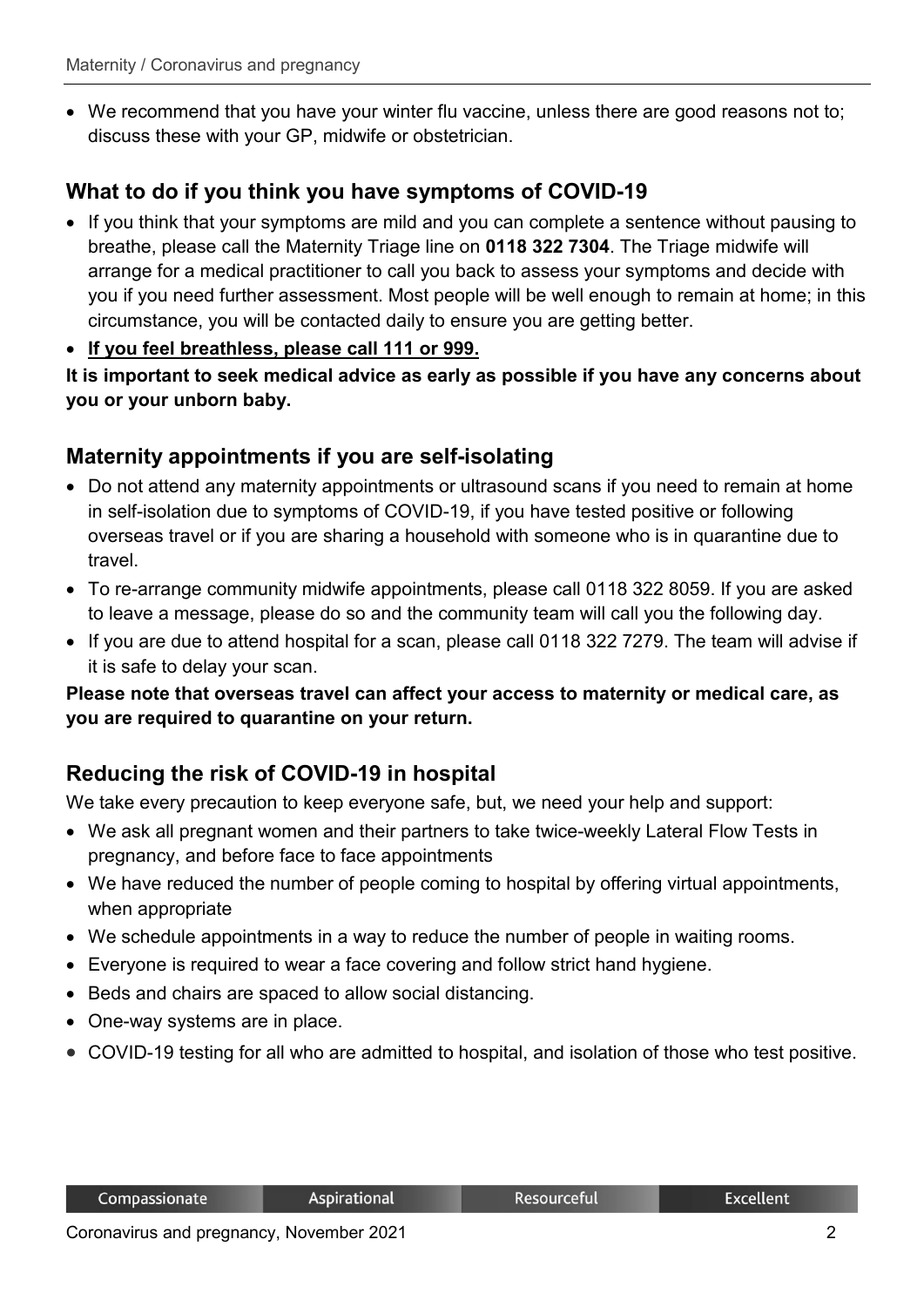- We recommend that you have your winter flu vaccine, unless there are good reasons not to; discuss these with your GP, midwife or obstetrician.

## What to do if you think you have symptoms of COVID-19

- If you think that your symptoms are mild and you can complete a sentence without pausing to breathe, please call the Maternity Triage line on **0118 322 7304**. The Triage midwife will arrange for a medical practitioner to call you back to assess your symptoms and decide with you if you need further assessment. Most people will be well enough to remain at home; in this circumstance, you will be contacted daily to ensure you are getting better.
- **If you feel breathless, please call 111 or 999.**

**It is important to seek medical advice as early as possible if you have any concerns about you or your unborn baby.**

## Maternity appointments if you are self-isolating

- Do not attend any maternity appointments or ultrasound scans if you need to remain at home in self-isolation due to symptoms of COVID-19, if you have tested positive or following overseas travel or if you are sharing a household with someone who is in quarantine due to travel.
- To re-arrange community midwife appointments, please call 0118 322 8059. If you are asked to leave a message, please do so and the community team will call you the following day.
- If you are due to attend hospital for a scan, please call 0118 322 7279. The team will advise if it is safe to delay your scan.

**Please note that overseas travel can affect your access to maternity or medical care, as you are required to quarantine on your return.**

## Reducing the risk of COVID-19 in hospital

We take every precaution to keep everyone safe, but, we need your help and support:

- We ask all pregnant women and their partners to take twice-weekly Lateral Flow Tests in pregnancy, and before face to face appointments
- We have reduced the number of people coming to hospital by offering virtual appointments, when appropriate
- We schedule appointments in a way to reduce the number of people in waiting rooms.
- Everyone is required to wear a face covering and follow strict hand hygiene.
- Beds and chairs are spaced to allow social distancing.
- One-way systems are in place.
- COVID-19 testing for all who are admitted to hospital, and isolation of those who test positive.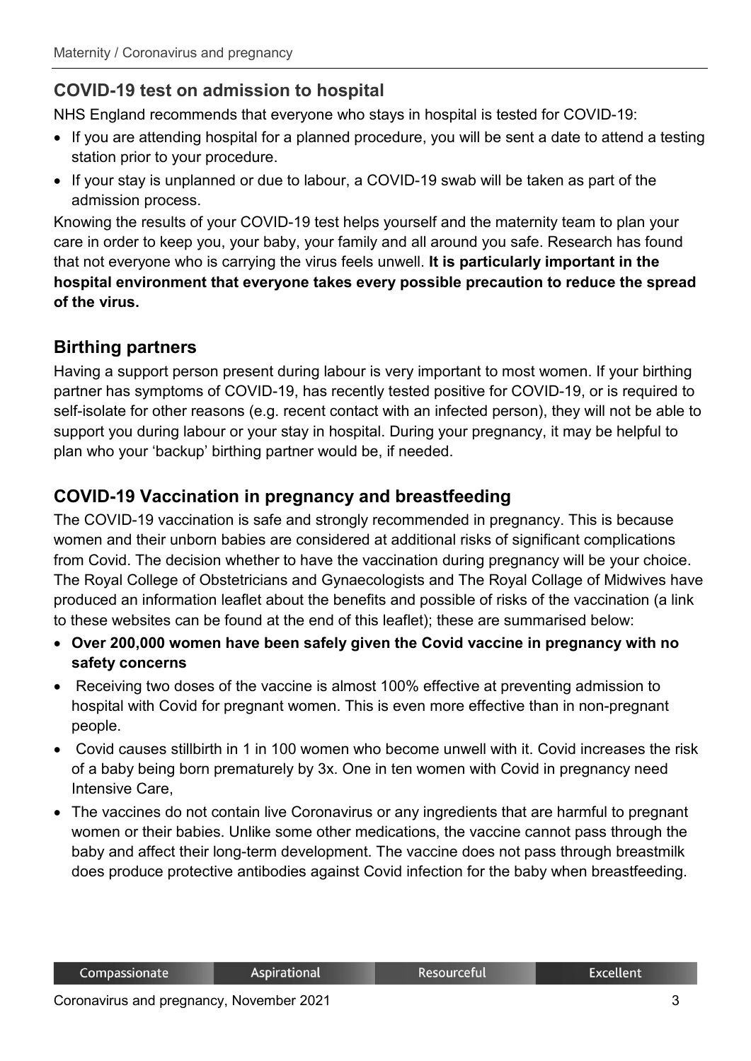## COVID-19 test on admission to hospital

NHS England recommends that everyone who stays in hospital is tested for COVID-19:

- If you are attending hospital for a planned procedure, you will be sent a date to attend a testing station prior to your procedure.
- If your stay is unplanned or due to labour, a COVID-19 swab will be taken as part of the admission process.

Knowing the results of your COVID-19 test helps yourself and the maternity team to plan your care in order to keep you, your baby, your family and all around you safe. Research has found that not everyone who is carrying the virus feels unwell. **It is particularly important in the hospital environment that everyone takes every possible precaution to reduce the spread of the virus.**

## Birthing partners

Having a support person present during labour is very important to most women. If your birthing partner has symptoms of COVID-19, has recently tested positive for COVID-19, or is required to self-isolate for other reasons (e.g. recent contact with an infected person), they will not be able to support you during labour or your stay in hospital. During your pregnancy, it may be helpful to plan who your 'backup' birthing partner would be, if needed.

## COVID-19 Vaccination in pregnancy and breastfeeding

The COVID-19 vaccination is safe and strongly recommended in pregnancy. This is because women and their unborn babies are considered at additional risks of significant complications from Covid. The decision whether to have the vaccination during pregnancy will be your choice. The Royal College of Obstetricians and Gynaecologists and The Royal Collage of Midwives have produced an information leaflet about the benefits and possible of risks of the vaccination (a link to these websites can be found at the end of this leaflet); these are summarised below:

- **Over 200,000 women have been safely given the Covid vaccine in pregnancy with no safety concerns**
- Receiving two doses of the vaccine is almost 100% effective at preventing admission to hospital with Covid for pregnant women. This is even more effective than in non-pregnant people.
- Covid causes stillbirth in 1 in 100 women who become unwell with it. Covid increases the risk of a baby being born prematurely by 3x. One in ten women with Covid in pregnancy need Intensive Care,
- The vaccines do not contain live Coronavirus or any ingredients that are harmful to pregnant women or their babies. Unlike some other medications, the vaccine cannot pass through the baby and affect their long-term development. The vaccine does not pass through breastmilk does produce protective antibodies against Covid infection for the baby when breastfeeding.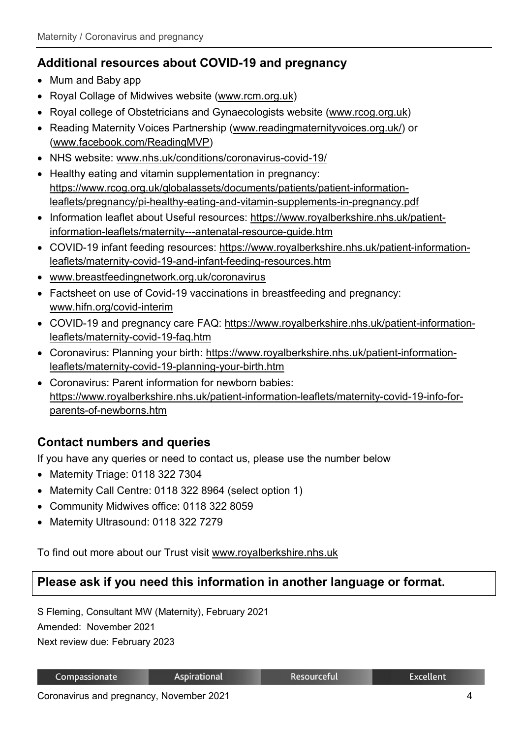## Additional resources about COVID-19 and pregnancy

- Mum and Baby app
- Royal Collage of Midwives website (www.rcm.org.uk)
- Royal college of Obstetricians and Gynaecologists website (www.rcog.org.uk)
- Reading Maternity Voices Partnership (www.readingmaternityvoices.org.uk/) or (www.facebook.com/ReadingMVP)
- NHS website: www.nhs.uk/conditions/coronavirus-covid-19/
- Healthy eating and vitamin supplementation in pregnancy: https://www.rcog.org.uk/globalassets/documents/patients/patient-information-leaflets/pregnancy/pi-healthy-eating-and-vitamin-supplements-in-pregnancy.pdf
- Information leaflet about Useful resources: https://www.royalberkshire.nhs.uk/patient-information-leaflets/maternity---antenatal-resource-guide.htm
- COVID-19 infant feeding resources: https://www.royalberkshire.nhs.uk/patient-information-leaflets/maternity-covid-19-and-infant-feeding-resources.htm
- www.breastfeedingnetwork.org.uk/coronavirus
- Factsheet on use of Covid-19 vaccinations in breastfeeding and pregnancy: www.hifn.org/covid-interim
- COVID-19 and pregnancy care FAQ: https://www.royalberkshire.nhs.uk/patient-information-leaflets/maternity-covid-19-faq.htm
- Coronavirus: Planning your birth: https://www.royalberkshire.nhs.uk/patient-information-leaflets/maternity-covid-19-planning-your-birth.htm
- Coronavirus: Parent information for newborn babies: https://www.royalberkshire.nhs.uk/patient-information-leaflets/maternity-covid-19-info-for-parents-of-newborns.htm

## Contact numbers and queries

If you have any queries or need to contact us, please use the number below

- Maternity Triage: 0118 322 7304
- Maternity Call Centre: 0118 322 8964 (select option 1)
- Community Midwives office: 0118 322 8059
- Maternity Ultrasound: 0118 322 7279

To find out more about our Trust visit www.royalberkshire.nhs.uk

**Please ask if you need this information in another language or format.**

S Fleming, Consultant MW (Maternity), February 2021

Amended: November 2021

Next review due: February 2023

Compassionate | Aspirational | Resourceful | Excellent